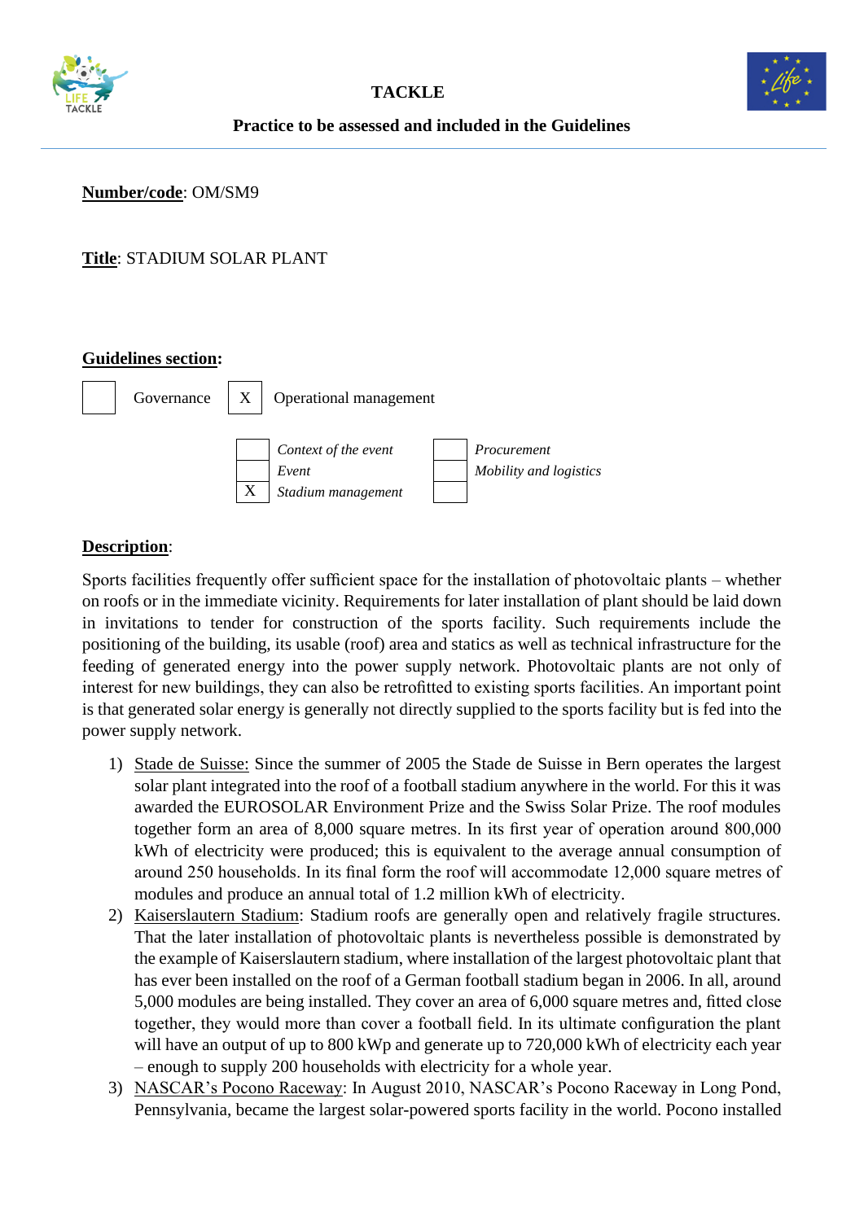**TACKLE**

**Practice to be assessed and included in the Guidelines**

**Number/code**: OM/SM9

**Title**: STADIUM SOLAR PLANT

**Guidelines section:**

| | | | |
|---|---|---|---|
| [ ] | Governance | [X] | Operational management |

| | | | |
|---|---|---|---|
| [ ] | *Context of the event* | [ ] | *Procurement* |
| [ ] | *Event* | [ ] | *Mobility and logistics* |
| [X] | *Stadium management* | [ ] | |

**Description**:

Sports facilities frequently offer sufficient space for the installation of photovoltaic plants – whether on roofs or in the immediate vicinity. Requirements for later installation of plant should be laid down in invitations to tender for construction of the sports facility. Such requirements include the positioning of the building, its usable (roof) area and statics as well as technical infrastructure for the feeding of generated energy into the power supply network. Photovoltaic plants are not only of interest for new buildings, they can also be retrofitted to existing sports facilities. An important point is that generated solar energy is generally not directly supplied to the sports facility but is fed into the power supply network.

1) Stade de Suisse: Since the summer of 2005 the Stade de Suisse in Bern operates the largest solar plant integrated into the roof of a football stadium anywhere in the world. For this it was awarded the EUROSOLAR Environment Prize and the Swiss Solar Prize. The roof modules together form an area of 8,000 square metres. In its first year of operation around 800,000 kWh of electricity were produced; this is equivalent to the average annual consumption of around 250 households. In its final form the roof will accommodate 12,000 square metres of modules and produce an annual total of 1.2 million kWh of electricity.
2) Kaiserslautern Stadium: Stadium roofs are generally open and relatively fragile structures. That the later installation of photovoltaic plants is nevertheless possible is demonstrated by the example of Kaiserslautern stadium, where installation of the largest photovoltaic plant that has ever been installed on the roof of a German football stadium began in 2006. In all, around 5,000 modules are being installed. They cover an area of 6,000 square metres and, fitted close together, they would more than cover a football field. In its ultimate configuration the plant will have an output of up to 800 kWp and generate up to 720,000 kWh of electricity each year – enough to supply 200 households with electricity for a whole year.
3) NASCAR's Pocono Raceway: In August 2010, NASCAR's Pocono Raceway in Long Pond, Pennsylvania, became the largest solar-powered sports facility in the world. Pocono installed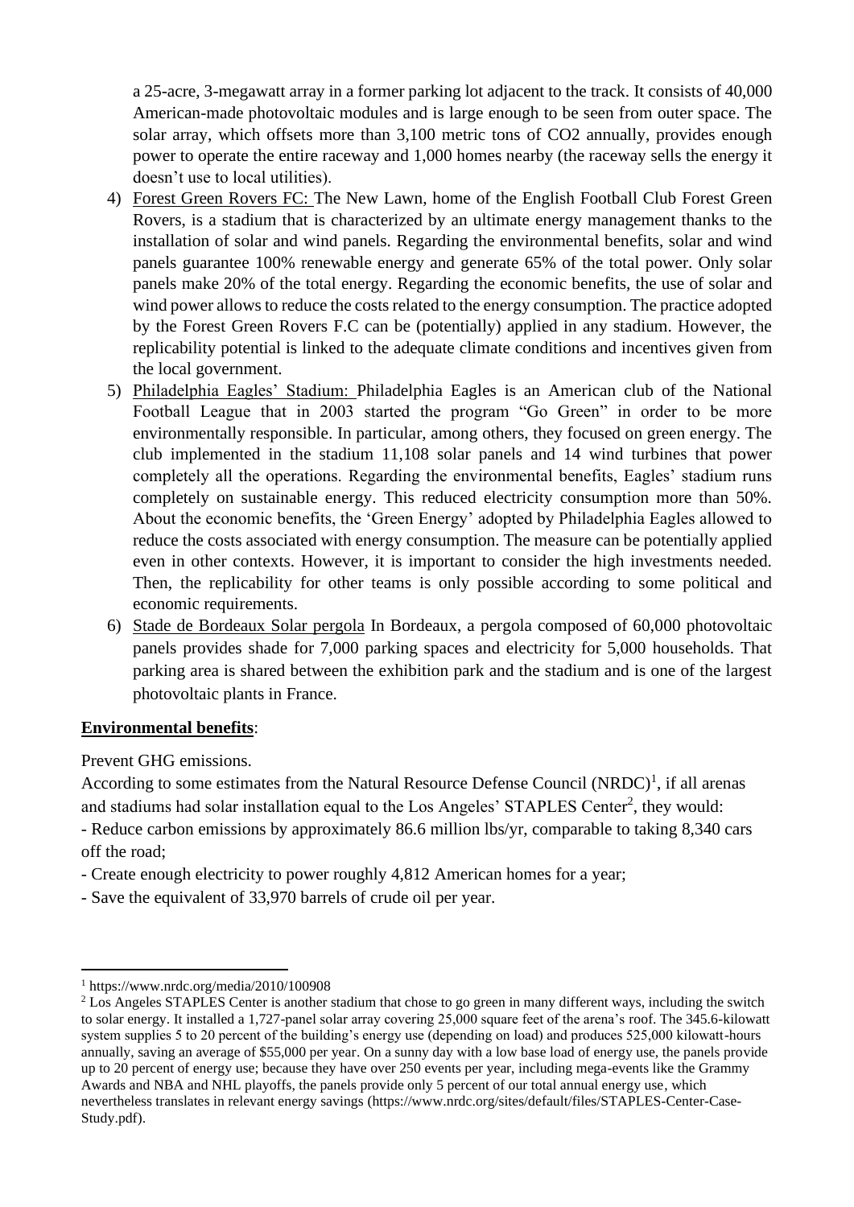a 25-acre, 3-megawatt array in a former parking lot adjacent to the track. It consists of 40,000 American-made photovoltaic modules and is large enough to be seen from outer space. The solar array, which offsets more than 3,100 metric tons of $CO_2$ annually, provides enough power to operate the entire raceway and 1,000 homes nearby (the raceway sells the energy it doesn't use to local utilities).

4) Forest Green Rovers FC: The New Lawn, home of the English Football Club Forest Green Rovers, is a stadium that is characterized by an ultimate energy management thanks to the installation of solar and wind panels. Regarding the environmental benefits, solar and wind panels guarantee 100% renewable energy and generate 65% of the total power. Only solar panels make 20% of the total energy. Regarding the economic benefits, the use of solar and wind power allows to reduce the costs related to the energy consumption. The practice adopted by the Forest Green Rovers F.C can be (potentially) applied in any stadium. However, the replicability potential is linked to the adequate climate conditions and incentives given from the local government.
5) Philadelphia Eagles' Stadium: Philadelphia Eagles is an American club of the National Football League that in 2003 started the program "Go Green" in order to be more environmentally responsible. In particular, among others, they focused on green energy. The club implemented in the stadium 11,108 solar panels and 14 wind turbines that power completely all the operations. Regarding the environmental benefits, Eagles' stadium runs completely on sustainable energy. This reduced electricity consumption more than 50%. About the economic benefits, the 'Green Energy' adopted by Philadelphia Eagles allowed to reduce the costs associated with energy consumption. The measure can be potentially applied even in other contexts. However, it is important to consider the high investments needed. Then, the replicability for other teams is only possible according to some political and economic requirements.
6) Stade de Bordeaux Solar pergola In Bordeaux, a pergola composed of 60,000 photovoltaic panels provides shade for 7,000 parking spaces and electricity for 5,000 households. That parking area is shared between the exhibition park and the stadium and is one of the largest photovoltaic plants in France.

**Environmental benefits**:

Prevent GHG emissions.

According to some estimates from the Natural Resource Defense Council (NRDC)[1], if all arenas and stadiums had solar installation equal to the Los Angeles' STAPLES Center[2], they would:

- Reduce carbon emissions by approximately 86.6 million lbs/yr, comparable to taking 8,340 cars off the road;
- Create enough electricity to power roughly 4,812 American homes for a year;
- Save the equivalent of 33,970 barrels of crude oil per year.

[1] https://www.nrdc.org/media/2010/100908

[2] Los Angeles STAPLES Center is another stadium that chose to go green in many different ways, including the switch to solar energy. It installed a 1,727-panel solar array covering 25,000 square feet of the arena's roof. The 345.6-kilowatt system supplies 5 to 20 percent of the building's energy use (depending on load) and produces 525,000 kilowatt-hours annually, saving an average of $55,000 per year. On a sunny day with a low base load of energy use, the panels provide up to 20 percent of energy use; because they have over 250 events per year, including mega-events like the Grammy Awards and NBA and NHL playoffs, the panels provide only 5 percent of our total annual energy use, which nevertheless translates in relevant energy savings (https://www.nrdc.org/sites/default/files/STAPLES-Center-Case-Study.pdf).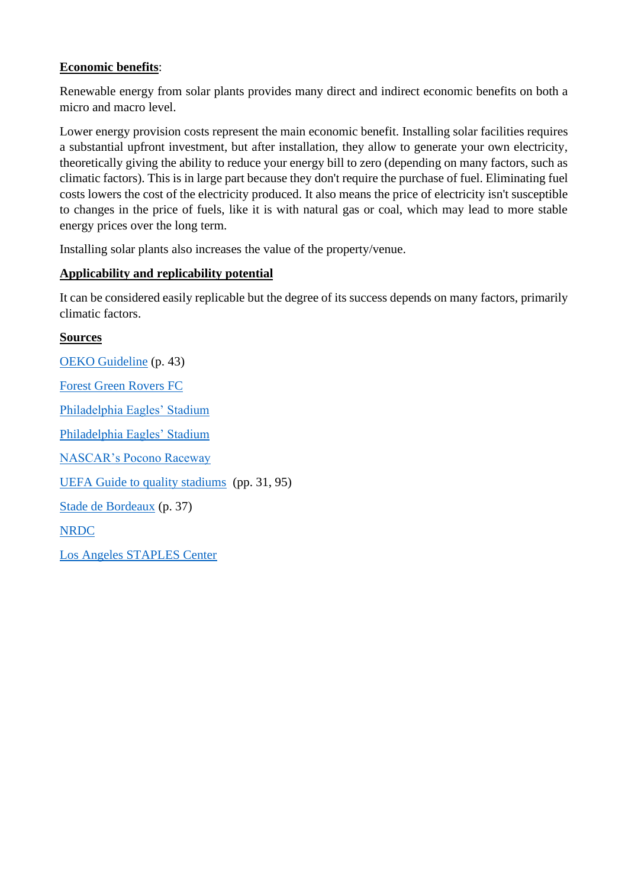**Economic benefits**:

Renewable energy from solar plants provides many direct and indirect economic benefits on both a micro and macro level.

Lower energy provision costs represent the main economic benefit. Installing solar facilities requires a substantial upfront investment, but after installation, they allow to generate your own electricity, theoretically giving the ability to reduce your energy bill to zero (depending on many factors, such as climatic factors). This is in large part because they don't require the purchase of fuel. Eliminating fuel costs lowers the cost of the electricity produced. It also means the price of electricity isn't susceptible to changes in the price of fuels, like it is with natural gas or coal, which may lead to more stable energy prices over the long term.

Installing solar plants also increases the value of the property/venue.

**Applicability and replicability potential**

It can be considered easily replicable but the degree of its success depends on many factors, primarily climatic factors.

**Sources**

OEKO Guideline (p. 43)

Forest Green Rovers FC

Philadelphia Eagles' Stadium

Philadelphia Eagles' Stadium

NASCAR's Pocono Raceway

UEFA Guide to quality stadiums (pp. 31, 95)

Stade de Bordeaux (p. 37)

NRDC

Los Angeles STAPLES Center